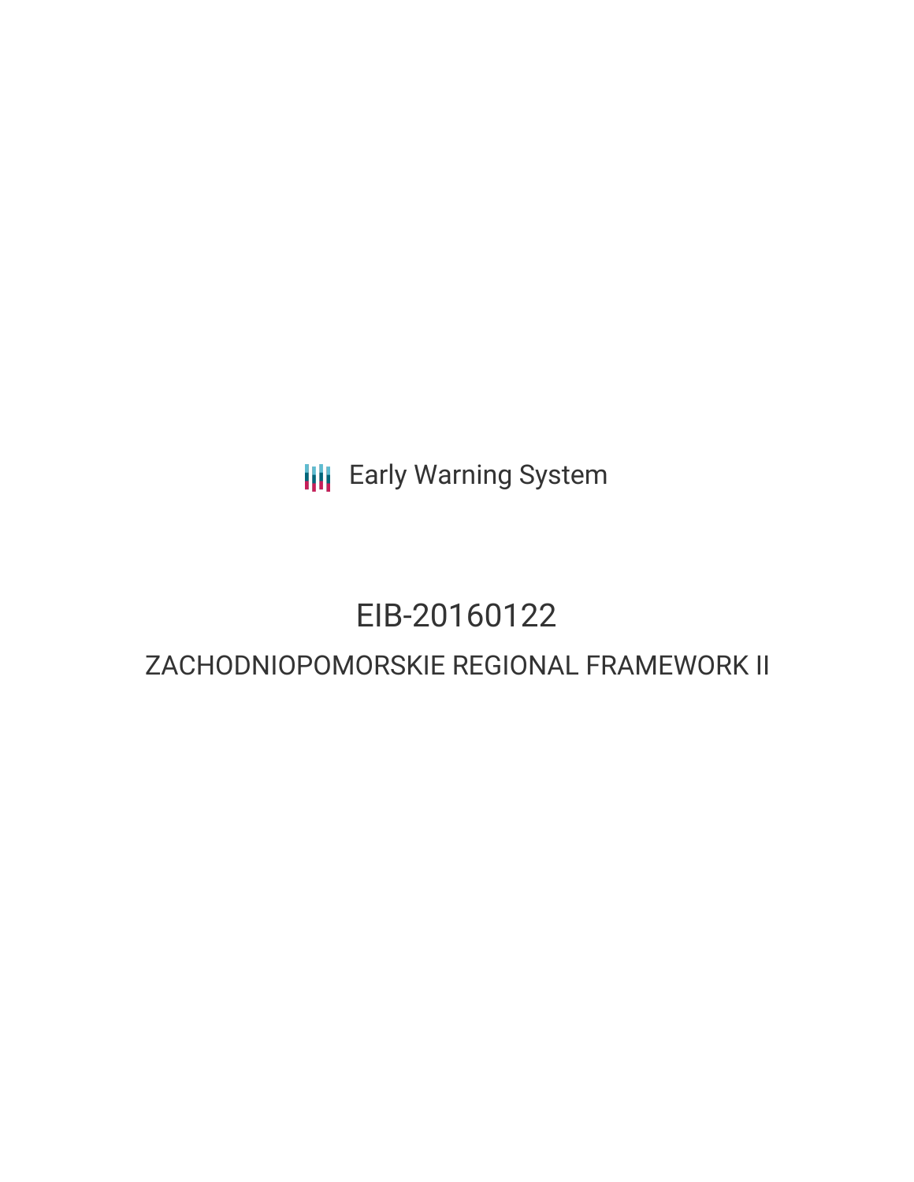Early Warning System

# EIB-20160122

## ZACHODNIOPOMORSKIE REGIONAL FRAMEWORK II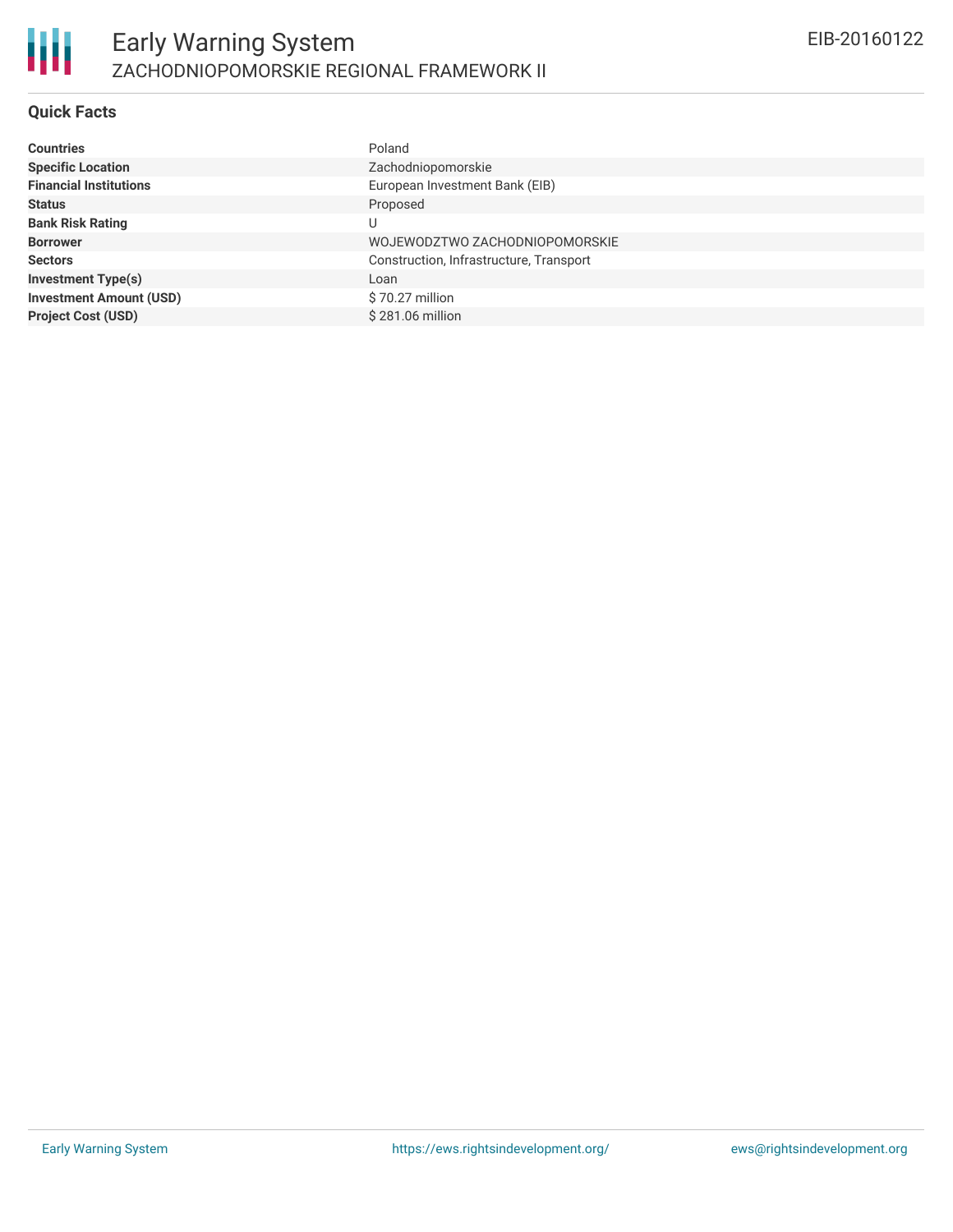# Early Warning System

## ZACHODNIOPOMORSKIE REGIONAL FRAMEWORK II

EIB-20160122

### Quick Facts

| | |
|---|---|
| **Countries** | Poland |
| **Specific Location** | Zachodniopomorskie |
| **Financial Institutions** | European Investment Bank (EIB) |
| **Status** | Proposed |
| **Bank Risk Rating** | U |
| **Borrower** | WOJEWODZTWO ZACHODNIOPOMORSKIE |
| **Sectors** | Construction, Infrastructure, Transport |
| **Investment Type(s)** | Loan |
| **Investment Amount (USD)** | $ 70.27 million |
| **Project Cost (USD)** | $ 281.06 million |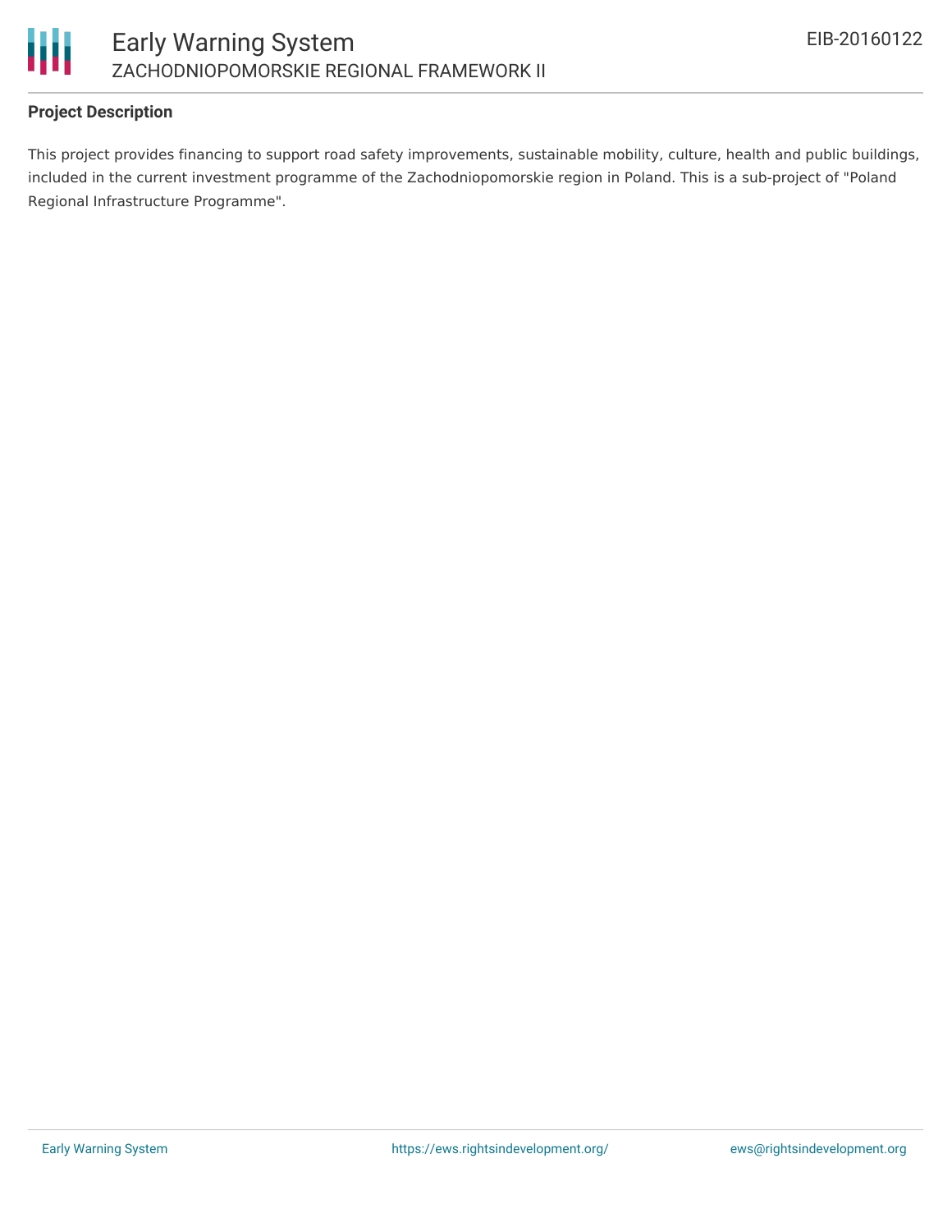**Project Description**

This project provides financing to support road safety improvements, sustainable mobility, culture, health and public buildings, included in the current investment programme of the Zachodniopomorskie region in Poland. This is a sub-project of "Poland Regional Infrastructure Programme".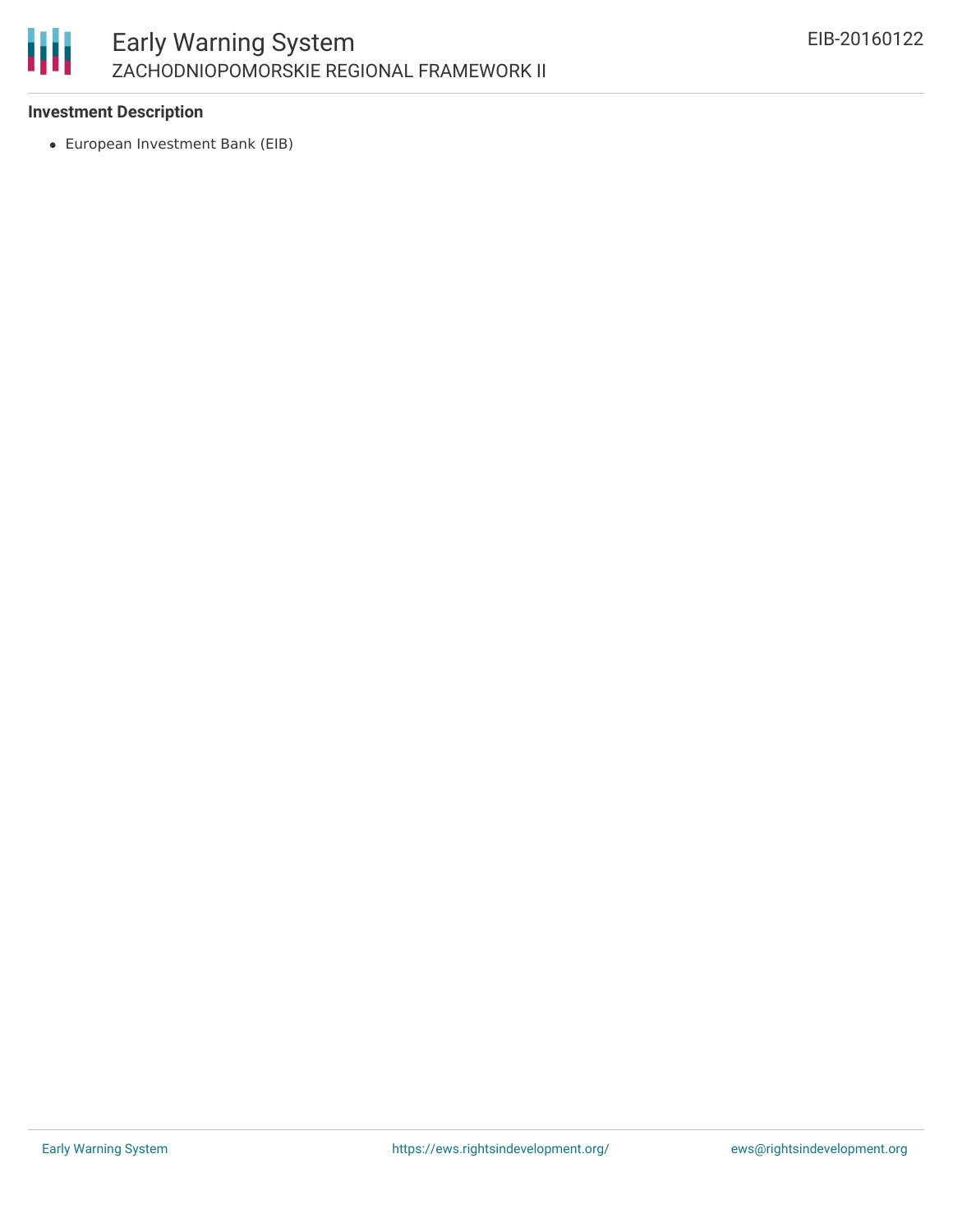### Investment Description

- European Investment Bank (EIB)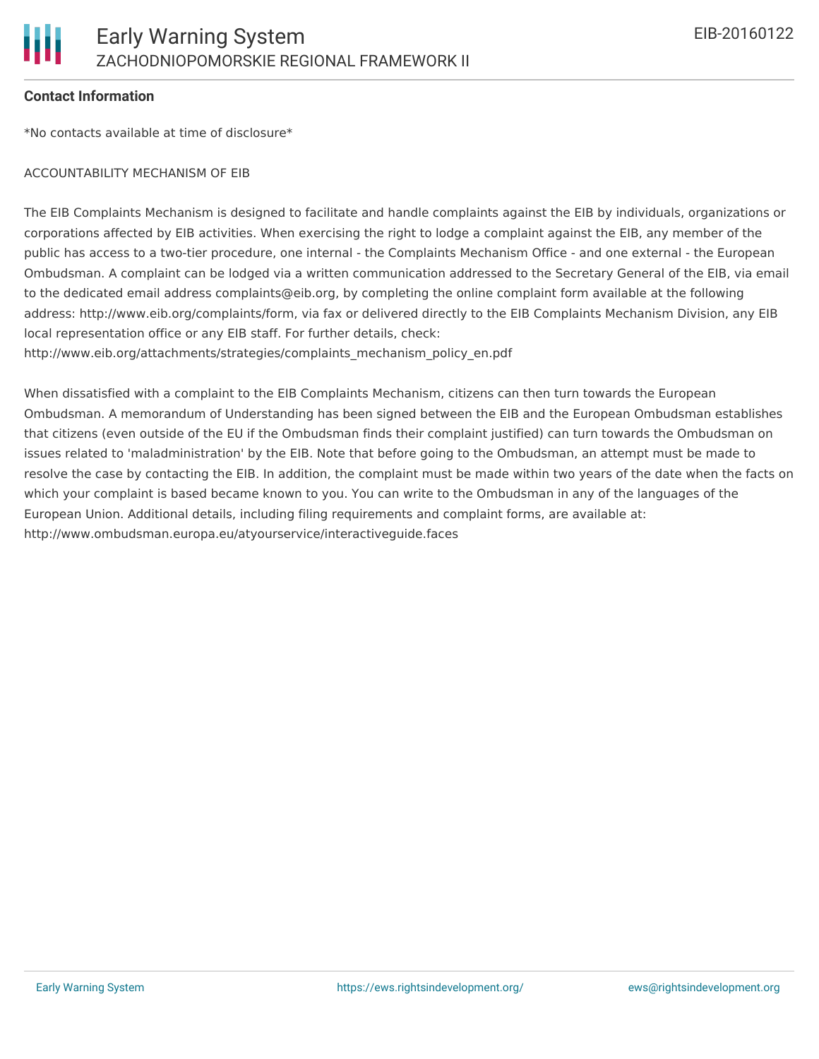## Contact Information

*No contacts available at time of disclosure*

ACCOUNTABILITY MECHANISM OF EIB

The EIB Complaints Mechanism is designed to facilitate and handle complaints against the EIB by individuals, organizations or corporations affected by EIB activities. When exercising the right to lodge a complaint against the EIB, any member of the public has access to a two-tier procedure, one internal - the Complaints Mechanism Office - and one external - the European Ombudsman. A complaint can be lodged via a written communication addressed to the Secretary General of the EIB, via email to the dedicated email address complaints@eib.org, by completing the online complaint form available at the following address: http://www.eib.org/complaints/form, via fax or delivered directly to the EIB Complaints Mechanism Division, any EIB local representation office or any EIB staff. For further details, check: http://www.eib.org/attachments/strategies/complaints_mechanism_policy_en.pdf

When dissatisfied with a complaint to the EIB Complaints Mechanism, citizens can then turn towards the European Ombudsman. A memorandum of Understanding has been signed between the EIB and the European Ombudsman establishes that citizens (even outside of the EU if the Ombudsman finds their complaint justified) can turn towards the Ombudsman on issues related to 'maladministration' by the EIB. Note that before going to the Ombudsman, an attempt must be made to resolve the case by contacting the EIB. In addition, the complaint must be made within two years of the date when the facts on which your complaint is based became known to you. You can write to the Ombudsman in any of the languages of the European Union. Additional details, including filing requirements and complaint forms, are available at: http://www.ombudsman.europa.eu/atyourservice/interactiveguide.faces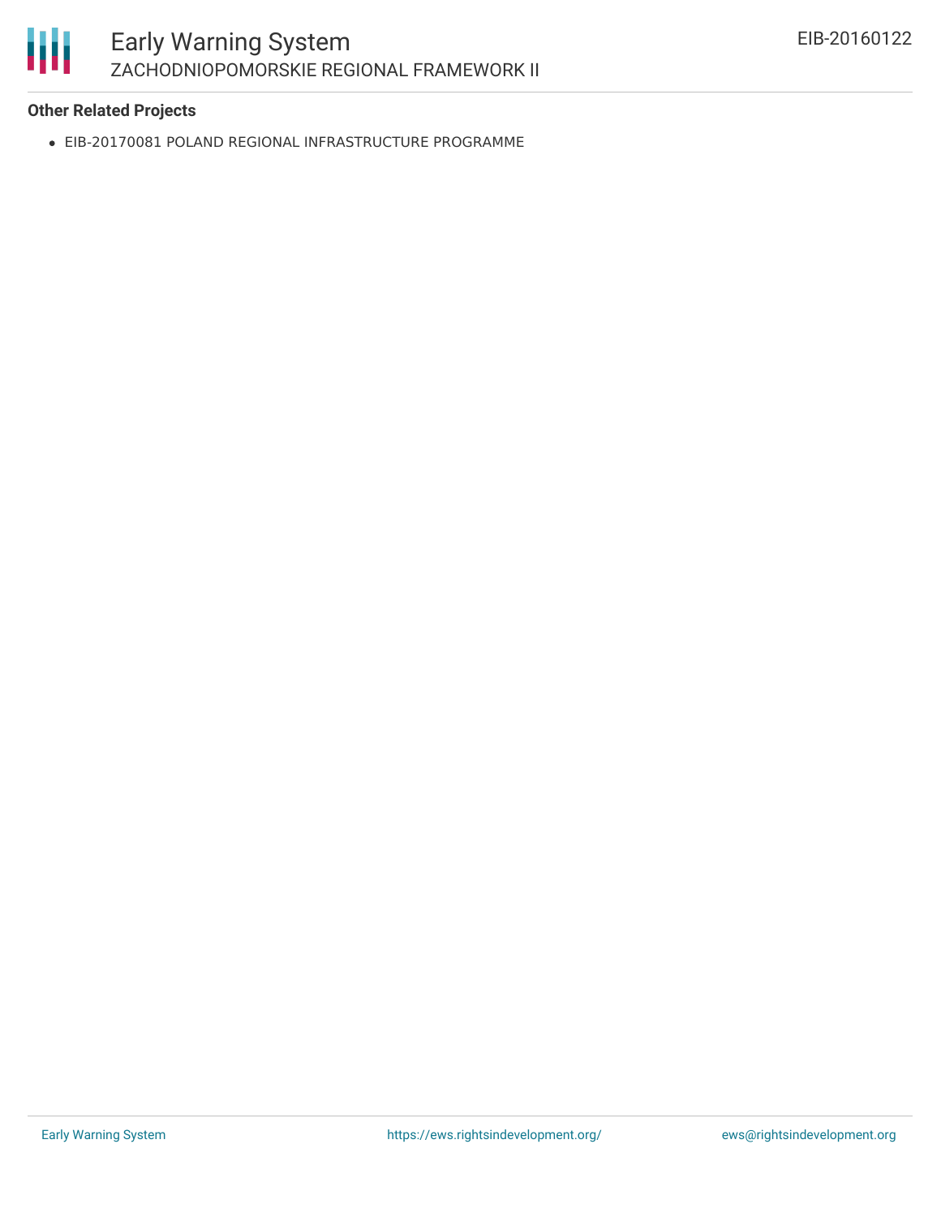**Other Related Projects**

- EIB-20170081 POLAND REGIONAL INFRASTRUCTURE PROGRAMME